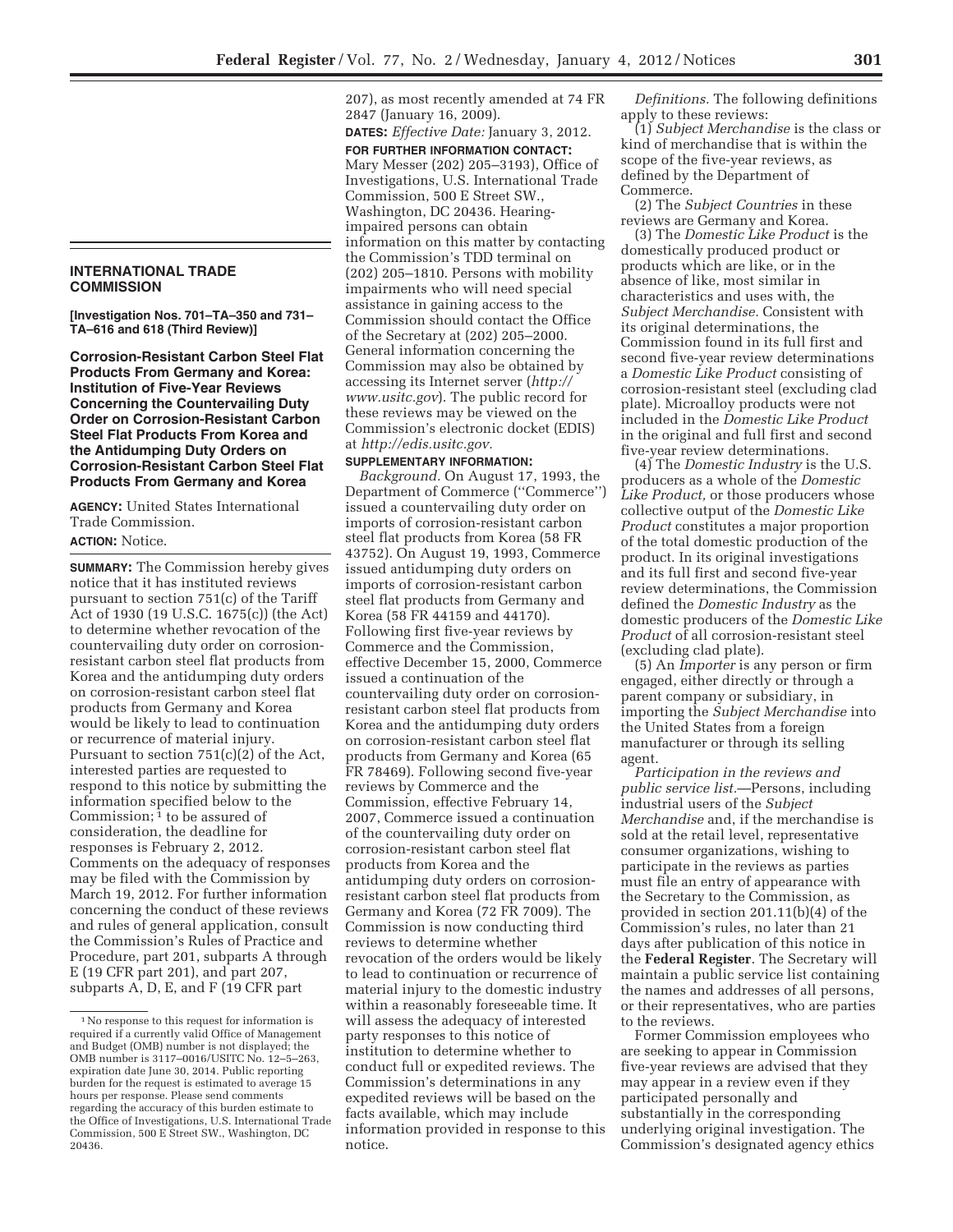## INTERNATIONAL TRADE COMMISSION

**[Investigation Nos. 701–TA–350 and 731–TA–616 and 618 (Third Review)]**

### Corrosion-Resistant Carbon Steel Flat Products From Germany and Korea: Institution of Five-Year Reviews Concerning the Countervailing Duty Order on Corrosion-Resistant Carbon Steel Flat Products From Korea and the Antidumping Duty Orders on Corrosion-Resistant Carbon Steel Flat Products From Germany and Korea

**AGENCY:** United States International Trade Commission.

**ACTION:** Notice.

**SUMMARY:** The Commission hereby gives notice that it has instituted reviews pursuant to section 751(c) of the Tariff Act of 1930 (19 U.S.C. 1675(c)) (the Act) to determine whether revocation of the countervailing duty order on corrosion-resistant carbon steel flat products from Korea and the antidumping duty orders on corrosion-resistant carbon steel flat products from Germany and Korea would be likely to lead to continuation or recurrence of material injury. Pursuant to section 751(c)(2) of the Act, interested parties are requested to respond to this notice by submitting the information specified below to the Commission;[1] to be assured of consideration, the deadline for responses is February 2, 2012. Comments on the adequacy of responses may be filed with the Commission by March 19, 2012. For further information concerning the conduct of these reviews and rules of general application, consult the Commission's Rules of Practice and Procedure, part 201, subparts A through E (19 CFR part 201), and part 207, subparts A, D, E, and F (19 CFR part 207), as most recently amended at 74 FR 2847 (January 16, 2009).

**DATES:** *Effective Date:* January 3, 2012.

**FOR FURTHER INFORMATION CONTACT:** Mary Messer (202) 205–3193), Office of Investigations, U.S. International Trade Commission, 500 E Street SW., Washington, DC 20436. Hearing-impaired persons can obtain information on this matter by contacting the Commission's TDD terminal on (202) 205–1810. Persons with mobility impairments who will need special assistance in gaining access to the Commission should contact the Office of the Secretary at (202) 205–2000. General information concerning the Commission may also be obtained by accessing its Internet server (*http://www.usitc.gov*). The public record for these reviews may be viewed on the Commission's electronic docket (EDIS) at *http://edis.usitc.gov.*

**SUPPLEMENTARY INFORMATION:**

*Background.* On August 17, 1993, the Department of Commerce (''Commerce'') issued a countervailing duty order on imports of corrosion-resistant carbon steel flat products from Korea (58 FR 43752). On August 19, 1993, Commerce issued antidumping duty orders on imports of corrosion-resistant carbon steel flat products from Germany and Korea (58 FR 44159 and 44170). Following first five-year reviews by Commerce and the Commission, effective December 15, 2000, Commerce issued a continuation of the countervailing duty order on corrosion-resistant carbon steel flat products from Korea and the antidumping duty orders on corrosion-resistant carbon steel flat products from Germany and Korea (65 FR 78469). Following second five-year reviews by Commerce and the Commission, effective February 14, 2007, Commerce issued a continuation of the countervailing duty order on corrosion-resistant carbon steel flat products from Korea and the antidumping duty orders on corrosion-resistant carbon steel flat products from Germany and Korea (72 FR 7009). The Commission is now conducting third reviews to determine whether revocation of the orders would be likely to lead to continuation or recurrence of material injury to the domestic industry within a reasonably foreseeable time. It will assess the adequacy of interested party responses to this notice of institution to determine whether to conduct full or expedited reviews. The Commission's determinations in any expedited reviews will be based on the facts available, which may include information provided in response to this notice.

*Definitions.* The following definitions apply to these reviews:

(1) *Subject Merchandise* is the class or kind of merchandise that is within the scope of the five-year reviews, as defined by the Department of Commerce.

(2) The *Subject Countries* in these reviews are Germany and Korea.

(3) The *Domestic Like Product* is the domestically produced product or products which are like, or in the absence of like, most similar in characteristics and uses with, the *Subject Merchandise.* Consistent with its original determinations, the Commission found in its full first and second five-year review determinations a *Domestic Like Product* consisting of corrosion-resistant steel (excluding clad plate). Microalloy products were not included in the *Domestic Like Product* in the original and full first and second five-year review determinations.

(4) The *Domestic Industry* is the U.S. producers as a whole of the *Domestic Like Product,* or those producers whose collective output of the *Domestic Like Product* constitutes a major proportion of the total domestic production of the product. In its original investigations and its full first and second five-year review determinations, the Commission defined the *Domestic Industry* as the domestic producers of the *Domestic Like Product* of all corrosion-resistant steel (excluding clad plate).

(5) An *Importer* is any person or firm engaged, either directly or through a parent company or subsidiary, in importing the *Subject Merchandise* into the United States from a foreign manufacturer or through its selling agent.

*Participation in the reviews and public service list.*—Persons, including industrial users of the *Subject Merchandise* and, if the merchandise is sold at the retail level, representative consumer organizations, wishing to participate in the reviews as parties must file an entry of appearance with the Secretary to the Commission, as provided in section 201.11(b)(4) of the Commission's rules, no later than 21 days after publication of this notice in the **Federal Register**. The Secretary will maintain a public service list containing the names and addresses of all persons, or their representatives, who are parties to the reviews.

Former Commission employees who are seeking to appear in Commission five-year reviews are advised that they may appear in a review even if they participated personally and substantially in the corresponding underlying original investigation. The Commission's designated agency ethics

[1] No response to this request for information is required if a currently valid Office of Management and Budget (OMB) number is not displayed; the OMB number is 3117–0016/USITC No. 12–5–263, expiration date June 30, 2014. Public reporting burden for the request is estimated to average 15 hours per response. Please send comments regarding the accuracy of this burden estimate to the Office of Investigations, U.S. International Trade Commission, 500 E Street SW., Washington, DC 20436.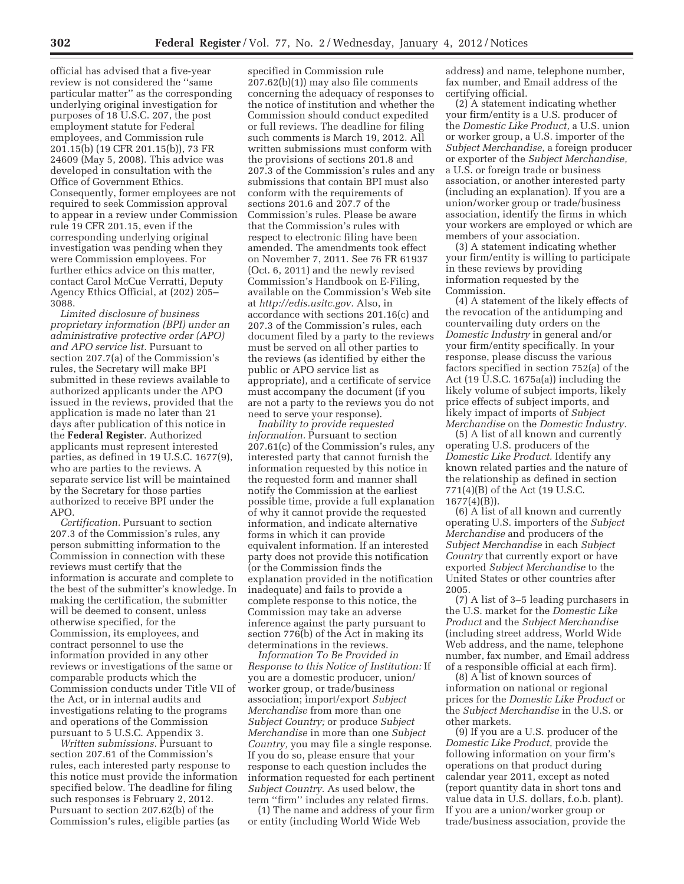official has advised that a five-year review is not considered the ''same particular matter'' as the corresponding underlying original investigation for purposes of 18 U.S.C. 207, the post employment statute for Federal employees, and Commission rule 201.15(b) (19 CFR 201.15(b)), 73 FR 24609 (May 5, 2008). This advice was developed in consultation with the Office of Government Ethics. Consequently, former employees are not required to seek Commission approval to appear in a review under Commission rule 19 CFR 201.15, even if the corresponding underlying original investigation was pending when they were Commission employees. For further ethics advice on this matter, contact Carol McCue Verratti, Deputy Agency Ethics Official, at (202) 205–3088.

*Limited disclosure of business proprietary information (BPI) under an administrative protective order (APO) and APO service list.* Pursuant to section 207.7(a) of the Commission's rules, the Secretary will make BPI submitted in these reviews available to authorized applicants under the APO issued in the reviews, provided that the application is made no later than 21 days after publication of this notice in the **Federal Register**. Authorized applicants must represent interested parties, as defined in 19 U.S.C. 1677(9), who are parties to the reviews. A separate service list will be maintained by the Secretary for those parties authorized to receive BPI under the APO.

*Certification.* Pursuant to section 207.3 of the Commission's rules, any person submitting information to the Commission in connection with these reviews must certify that the information is accurate and complete to the best of the submitter's knowledge. In making the certification, the submitter will be deemed to consent, unless otherwise specified, for the Commission, its employees, and contract personnel to use the information provided in any other reviews or investigations of the same or comparable products which the Commission conducts under Title VII of the Act, or in internal audits and investigations relating to the programs and operations of the Commission pursuant to 5 U.S.C. Appendix 3.

*Written submissions.* Pursuant to section 207.61 of the Commission's rules, each interested party response to this notice must provide the information specified below. The deadline for filing such responses is February 2, 2012. Pursuant to section 207.62(b) of the Commission's rules, eligible parties (as specified in Commission rule 207.62(b)(1)) may also file comments concerning the adequacy of responses to the notice of institution and whether the Commission should conduct expedited or full reviews. The deadline for filing such comments is March 19, 2012. All written submissions must conform with the provisions of sections 201.8 and 207.3 of the Commission's rules and any submissions that contain BPI must also conform with the requirements of sections 201.6 and 207.7 of the Commission's rules. Please be aware that the Commission's rules with respect to electronic filing have been amended. The amendments took effect on November 7, 2011. See 76 FR 61937 (Oct. 6, 2011) and the newly revised Commission's Handbook on E-Filing, available on the Commission's Web site at *http://edis.usitc.gov.* Also, in accordance with sections 201.16(c) and 207.3 of the Commission's rules, each document filed by a party to the reviews must be served on all other parties to the reviews (as identified by either the public or APO service list as appropriate), and a certificate of service must accompany the document (if you are not a party to the reviews you do not need to serve your response).

*Inability to provide requested information.* Pursuant to section 207.61(c) of the Commission's rules, any interested party that cannot furnish the information requested by this notice in the requested form and manner shall notify the Commission at the earliest possible time, provide a full explanation of why it cannot provide the requested information, and indicate alternative forms in which it can provide equivalent information. If an interested party does not provide this notification (or the Commission finds the explanation provided in the notification inadequate) and fails to provide a complete response to this notice, the Commission may take an adverse inference against the party pursuant to section 776(b) of the Act in making its determinations in the reviews.

*Information To Be Provided in Response to this Notice of Institution:* If you are a domestic producer, union/worker group, or trade/business association; import/export *Subject Merchandise* from more than one *Subject Country;* or produce *Subject Merchandise* in more than one *Subject Country,* you may file a single response. If you do so, please ensure that your response to each question includes the information requested for each pertinent *Subject Country.* As used below, the term ''firm'' includes any related firms.

(1) The name and address of your firm or entity (including World Wide Web address) and name, telephone number, fax number, and Email address of the certifying official.

(2) A statement indicating whether your firm/entity is a U.S. producer of the *Domestic Like Product,* a U.S. union or worker group, a U.S. importer of the *Subject Merchandise,* a foreign producer or exporter of the *Subject Merchandise,* a U.S. or foreign trade or business association, or another interested party (including an explanation). If you are a union/worker group or trade/business association, identify the firms in which your workers are employed or which are members of your association.

(3) A statement indicating whether your firm/entity is willing to participate in these reviews by providing information requested by the Commission.

(4) A statement of the likely effects of the revocation of the antidumping and countervailing duty orders on the *Domestic Industry* in general and/or your firm/entity specifically. In your response, please discuss the various factors specified in section 752(a) of the Act (19 U.S.C. 1675a(a)) including the likely volume of subject imports, likely price effects of subject imports, and likely impact of imports of *Subject Merchandise* on the *Domestic Industry.*

(5) A list of all known and currently operating U.S. producers of the *Domestic Like Product.* Identify any known related parties and the nature of the relationship as defined in section 771(4)(B) of the Act (19 U.S.C. 1677(4)(B)).

(6) A list of all known and currently operating U.S. importers of the *Subject Merchandise* and producers of the *Subject Merchandise* in each *Subject Country* that currently export or have exported *Subject Merchandise* to the United States or other countries after 2005.

(7) A list of 3–5 leading purchasers in the U.S. market for the *Domestic Like Product* and the *Subject Merchandise* (including street address, World Wide Web address, and the name, telephone number, fax number, and Email address of a responsible official at each firm).

(8) A list of known sources of information on national or regional prices for the *Domestic Like Product* or the *Subject Merchandise* in the U.S. or other markets.

(9) If you are a U.S. producer of the *Domestic Like Product,* provide the following information on your firm's operations on that product during calendar year 2011, except as noted (report quantity data in short tons and value data in U.S. dollars, f.o.b. plant). If you are a union/worker group or trade/business association, provide the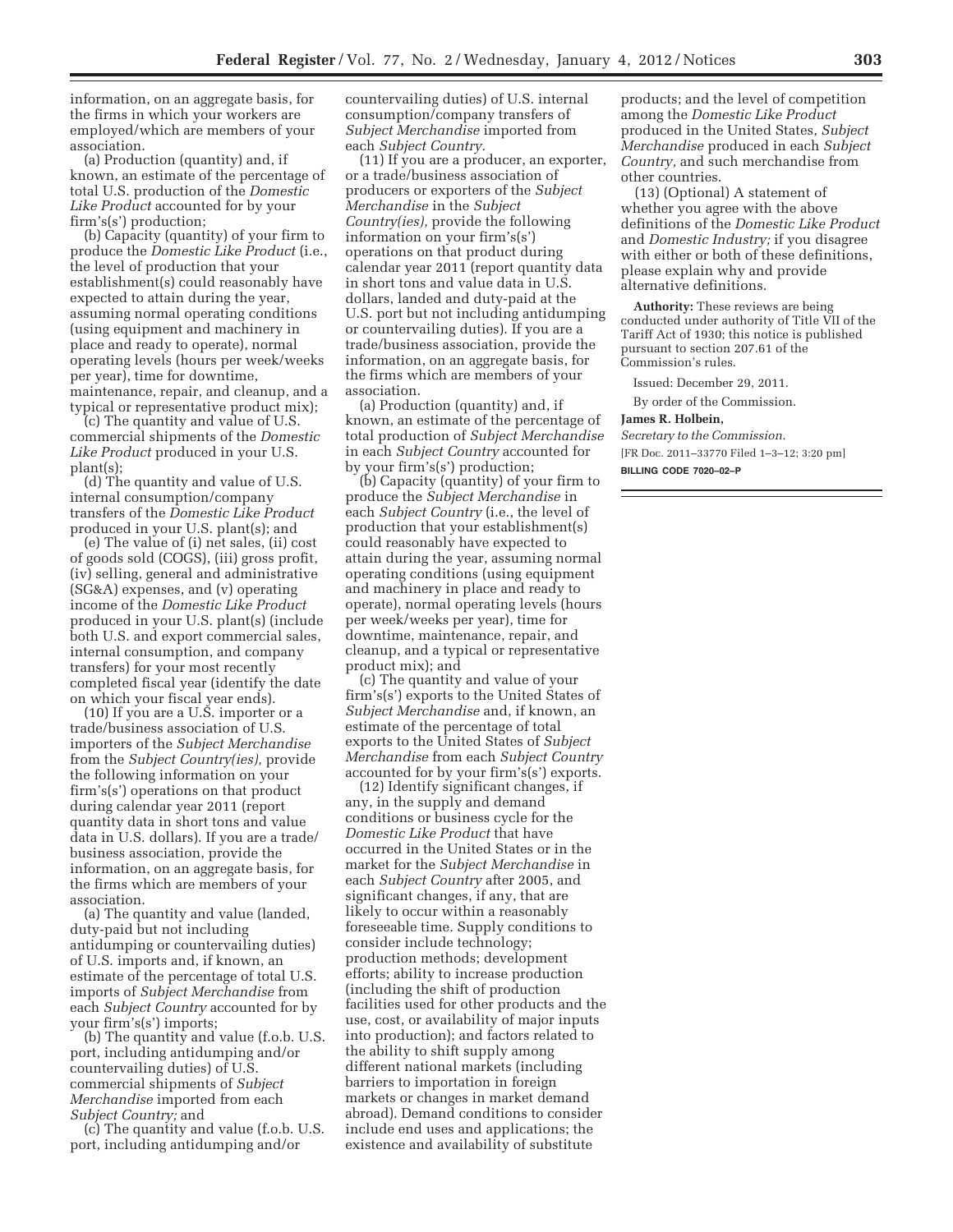information, on an aggregate basis, for the firms in which your workers are employed/which are members of your association.

(a) Production (quantity) and, if known, an estimate of the percentage of total U.S. production of the *Domestic Like Product* accounted for by your firm's(s') production;

(b) Capacity (quantity) of your firm to produce the *Domestic Like Product* (i.e., the level of production that your establishment(s) could reasonably have expected to attain during the year, assuming normal operating conditions (using equipment and machinery in place and ready to operate), normal operating levels (hours per week/weeks per year), time for downtime, maintenance, repair, and cleanup, and a typical or representative product mix);

(c) The quantity and value of U.S. commercial shipments of the *Domestic Like Product* produced in your U.S. plant(s);

(d) The quantity and value of U.S. internal consumption/company transfers of the *Domestic Like Product* produced in your U.S. plant(s); and

(e) The value of (i) net sales, (ii) cost of goods sold (COGS), (iii) gross profit, (iv) selling, general and administrative (SG&A) expenses, and (v) operating income of the *Domestic Like Product* produced in your U.S. plant(s) (include both U.S. and export commercial sales, internal consumption, and company transfers) for your most recently completed fiscal year (identify the date on which your fiscal year ends).

(10) If you are a U.S. importer or a trade/business association of U.S. importers of the *Subject Merchandise* from the *Subject Country(ies),* provide the following information on your firm's(s') operations on that product during calendar year 2011 (report quantity data in short tons and value data in U.S. dollars). If you are a trade/business association, provide the information, on an aggregate basis, for the firms which are members of your association.

(a) The quantity and value (landed, duty-paid but not including antidumping or countervailing duties) of U.S. imports and, if known, an estimate of the percentage of total U.S. imports of *Subject Merchandise* from each *Subject Country* accounted for by your firm's(s') imports;

(b) The quantity and value (f.o.b. U.S. port, including antidumping and/or countervailing duties) of U.S. commercial shipments of *Subject Merchandise* imported from each *Subject Country;* and

(c) The quantity and value (f.o.b. U.S. port, including antidumping and/or countervailing duties) of U.S. internal consumption/company transfers of *Subject Merchandise* imported from each *Subject Country.*

(11) If you are a producer, an exporter, or a trade/business association of producers or exporters of the *Subject Merchandise* in the *Subject Country(ies),* provide the following information on your firm's(s') operations on that product during calendar year 2011 (report quantity data in short tons and value data in U.S. dollars, landed and duty-paid at the U.S. port but not including antidumping or countervailing duties). If you are a trade/business association, provide the information, on an aggregate basis, for the firms which are members of your association.

(a) Production (quantity) and, if known, an estimate of the percentage of total production of *Subject Merchandise* in each *Subject Country* accounted for by your firm's(s') production;

(b) Capacity (quantity) of your firm to produce the *Subject Merchandise* in each *Subject Country* (i.e., the level of production that your establishment(s) could reasonably have expected to attain during the year, assuming normal operating conditions (using equipment and machinery in place and ready to operate), normal operating levels (hours per week/weeks per year), time for downtime, maintenance, repair, and cleanup, and a typical or representative product mix); and

(c) The quantity and value of your firm's(s') exports to the United States of *Subject Merchandise* and, if known, an estimate of the percentage of total exports to the United States of *Subject Merchandise* from each *Subject Country* accounted for by your firm's(s') exports.

(12) Identify significant changes, if any, in the supply and demand conditions or business cycle for the *Domestic Like Product* that have occurred in the United States or in the market for the *Subject Merchandise* in each *Subject Country* after 2005, and significant changes, if any, that are likely to occur within a reasonably foreseeable time. Supply conditions to consider include technology; production methods; development efforts; ability to increase production (including the shift of production facilities used for other products and the use, cost, or availability of major inputs into production); and factors related to the ability to shift supply among different national markets (including barriers to importation in foreign markets or changes in market demand abroad). Demand conditions to consider include end uses and applications; the existence and availability of substitute products; and the level of competition among the *Domestic Like Product* produced in the United States, *Subject Merchandise* produced in each *Subject Country,* and such merchandise from other countries.

(13) (Optional) A statement of whether you agree with the above definitions of the *Domestic Like Product* and *Domestic Industry;* if you disagree with either or both of these definitions, please explain why and provide alternative definitions.

**Authority:** These reviews are being conducted under authority of Title VII of the Tariff Act of 1930; this notice is published pursuant to section 207.61 of the Commission's rules.

Issued: December 29, 2011.

By order of the Commission.

**James R. Holbein,**

*Secretary to the Commission.*

[FR Doc. 2011–33770 Filed 1–3–12; 3:20 pm]

**BILLING CODE 7020–02–P**